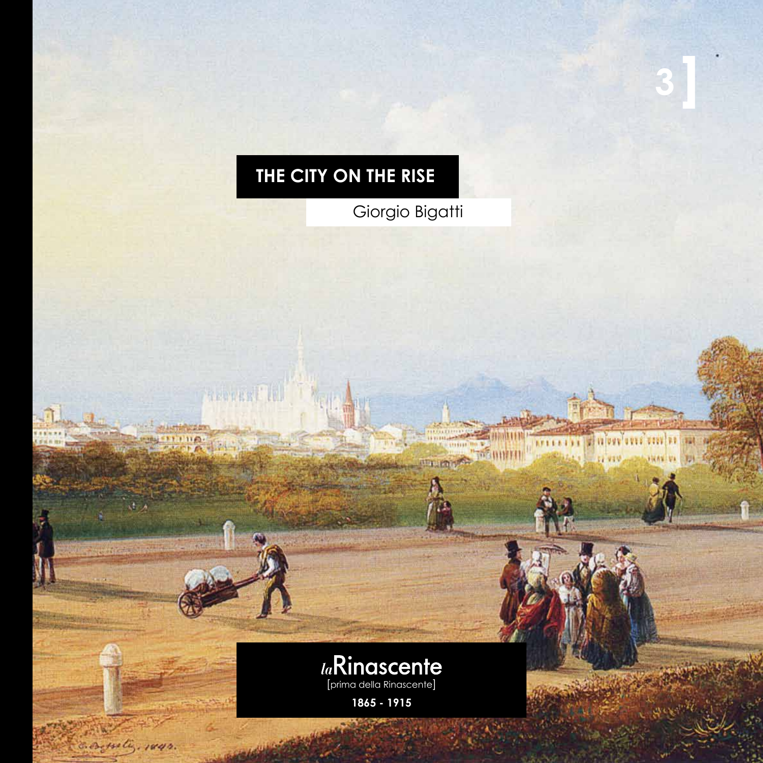3 ]

# THE CITY ON THE RISE

Giorgio Bigatti

*la*Rinascente

[prima della Rinascente]

**1865 - 1915**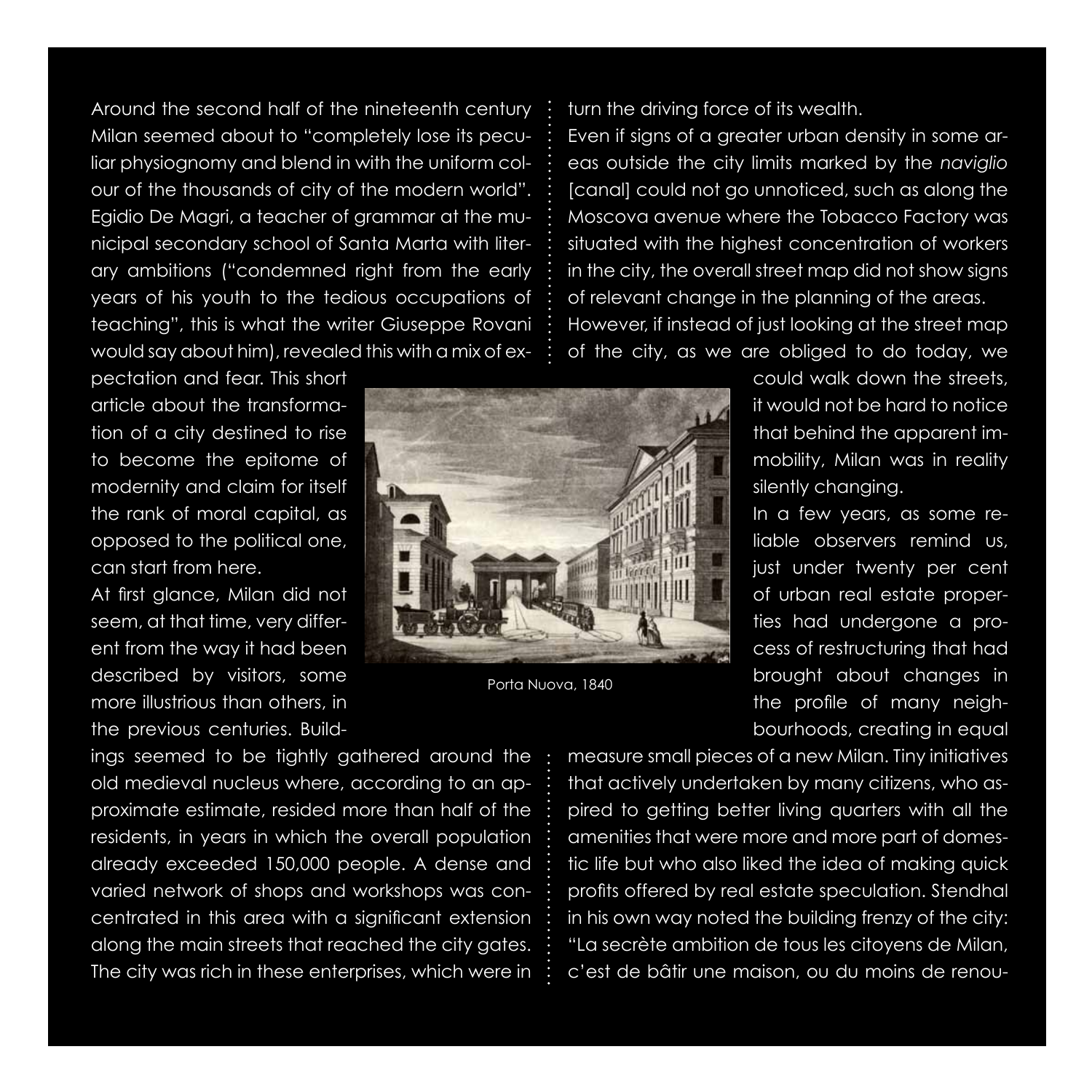Around the second half of the nineteenth century Milan seemed about to "completely lose its peculiar physiognomy and blend in with the uniform colour of the thousands of city of the modern world". Egidio De Magri, a teacher of grammar at the municipal secondary school of Santa Marta with literary ambitions ("condemned right from the early years of his youth to the tedious occupations of teaching", this is what the writer Giuseppe Rovani would say about him), revealed this with a mix of expectation and fear. This short article about the transformation of a city destined to rise to become the epitome of modernity and claim for itself the rank of moral capital, as opposed to the political one, can start from here.

At first glance, Milan did not seem, at that time, very different from the way it had been described by visitors, some more illustrious than others, in the previous centuries. Buildings seemed to be tightly gathered around the old medieval nucleus where, according to an approximate estimate, resided more than half of the residents, in years in which the overall population already exceeded 150,000 people. A dense and varied network of shops and workshops was concentrated in this area with a significant extension along the main streets that reached the city gates. The city was rich in these enterprises, which were in turn the driving force of its wealth.

Porta Nuova, 1840

Even if signs of a greater urban density in some areas outside the city limits marked by the *naviglio* [canal] could not go unnoticed, such as along the Moscova avenue where the Tobacco Factory was situated with the highest concentration of workers in the city, the overall street map did not show signs of relevant change in the planning of the areas.

However, if instead of just looking at the street map of the city, as we are obliged to do today, we could walk down the streets, it would not be hard to notice that behind the apparent immobility, Milan was in reality silently changing.

In a few years, as some reliable observers remind us, just under twenty per cent of urban real estate properties had undergone a process of restructuring that had brought about changes in the profile of many neighbourhoods, creating in equal measure small pieces of a new Milan. Tiny initiatives that actively undertaken by many citizens, who aspired to getting better living quarters with all the amenities that were more and more part of domestic life but who also liked the idea of making quick profits offered by real estate speculation. Stendhal in his own way noted the building frenzy of the city: "La secrète ambition de tous les citoyens de Milan, c'est de bâtir une maison, ou du moins de renou-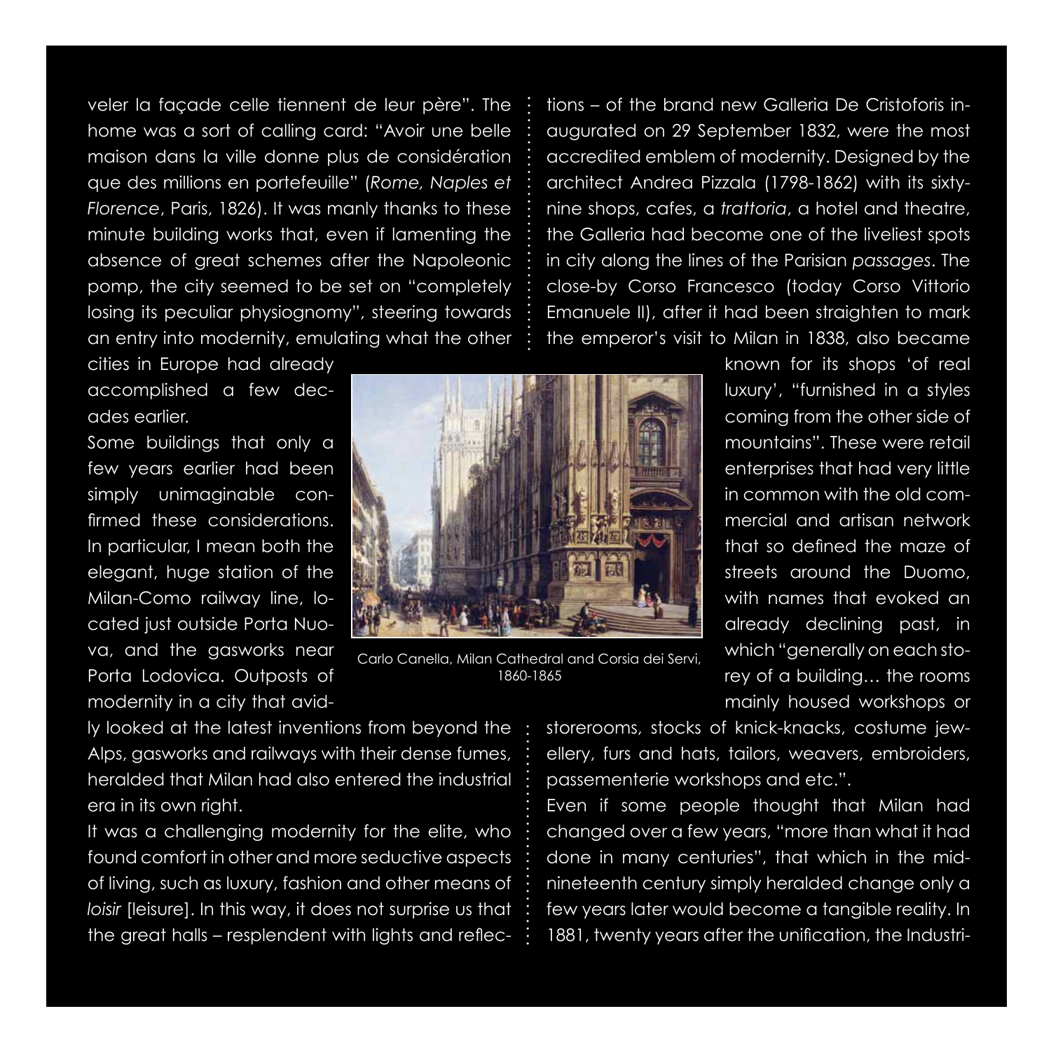veler la façade celle tiennent de leur père". The home was a sort of calling card: "Avoir une belle maison dans la ville donne plus de considération que des millions en portefeuille" (*Rome, Naples et Florence*, Paris, 1826). It was manly thanks to these minute building works that, even if lamenting the absence of great schemes after the Napoleonic pomp, the city seemed to be set on "completely losing its peculiar physiognomy", steering towards an entry into modernity, emulating what the other cities in Europe had already accomplished a few decades earlier.

Some buildings that only a few years earlier had been simply unimaginable confirmed these considerations. In particular, I mean both the elegant, huge station of the Milan-Como railway line, located just outside Porta Nuova, and the gasworks near Porta Lodovica. Outposts of modernity in a city that avidly looked at the latest inventions from beyond the Alps, gasworks and railways with their dense fumes, heralded that Milan had also entered the industrial era in its own right.

It was a challenging modernity for the elite, who found comfort in other and more seductive aspects of living, such as luxury, fashion and other means of *loisir* [leisure]. In this way, it does not surprise us that the great halls – resplendent with lights and reflections – of the brand new Galleria De Cristoforis inaugurated on 29 September 1832, were the most accredited emblem of modernity. Designed by the architect Andrea Pizzala (1798-1862) with its sixty-nine shops, cafes, a *trattoria*, a hotel and theatre, the Galleria had become one of the liveliest spots in city along the lines of the Parisian *passages*. The close-by Corso Francesco (today Corso Vittorio Emanuele II), after it had been straighten to mark the emperor's visit to Milan in 1838, also became known for its shops 'of real luxury', "furnished in a styles coming from the other side of mountains". These were retail enterprises that had very little in common with the old commercial and artisan network that so defined the maze of streets around the Duomo, with names that evoked an already declining past, in which "generally on each storey of a building… the rooms mainly housed workshops or storerooms, stocks of knick-knacks, costume jewellery, furs and hats, tailors, weavers, embroiders, passementerie workshops and etc.".

Carlo Canella, Milan Cathedral and Corsia dei Servi, 1860-1865

Even if some people thought that Milan had changed over a few years, "more than what it had done in many centuries", that which in the mid-nineteenth century simply heralded change only a few years later would become a tangible reality. In 1881, twenty years after the unification, the Industri-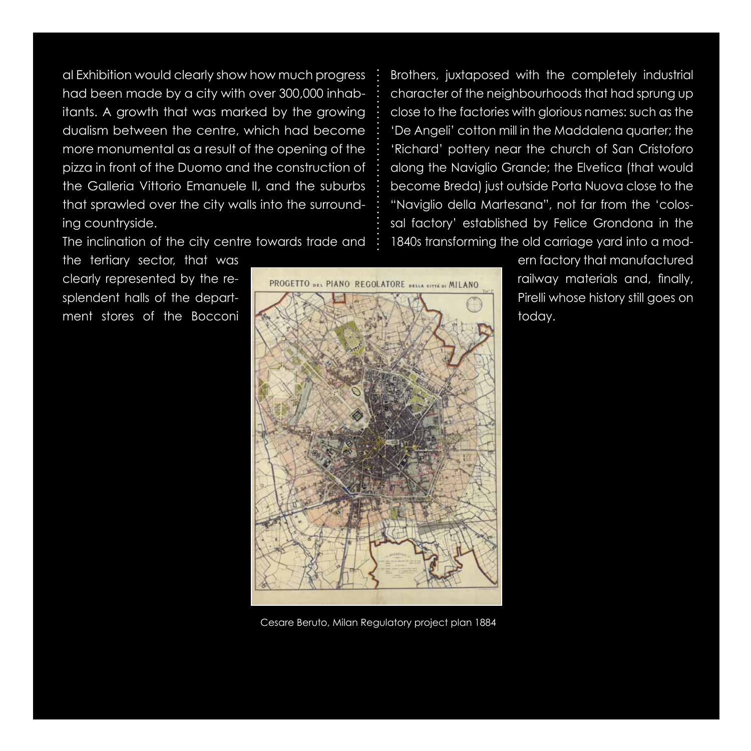al Exhibition would clearly show how much progress had been made by a city with over 300,000 inhabitants. A growth that was marked by the growing dualism between the centre, which had become more monumental as a result of the opening of the pizza in front of the Duomo and the construction of the Galleria Vittorio Emanuele II, and the suburbs that sprawled over the city walls into the surrounding countryside.

The inclination of the city centre towards trade and the tertiary sector, that was clearly represented by the resplendent halls of the department stores of the Bocconi Brothers, juxtaposed with the completely industrial character of the neighbourhoods that had sprung up close to the factories with glorious names: such as the 'De Angeli' cotton mill in the Maddalena quarter; the 'Richard' pottery near the church of San Cristoforo along the Naviglio Grande; the Elvetica (that would become Breda) just outside Porta Nuova close to the "Naviglio della Martesana", not far from the 'colossal factory' established by Felice Grondona in the 1840s transforming the old carriage yard into a modern factory that manufactured railway materials and, finally, Pirelli whose history still goes on today.

Cesare Beruto, Milan Regulatory project plan 1884